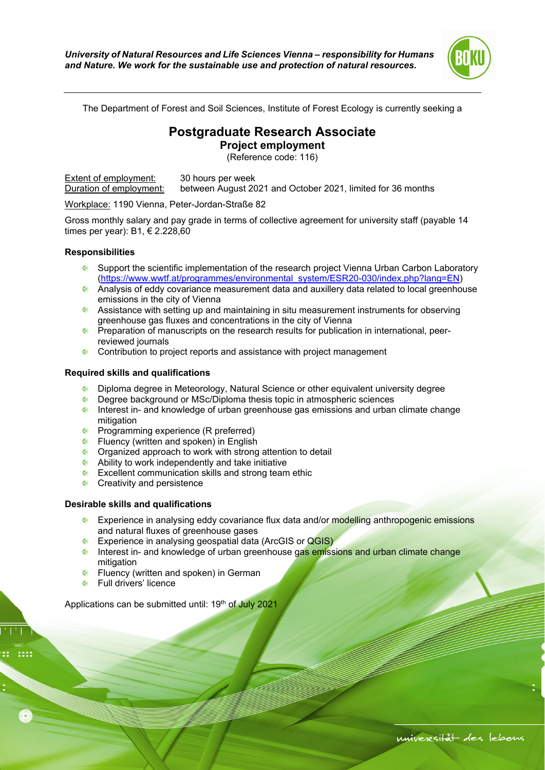*University of Natural Resources and Life Sciences Vienna – responsibility for Humans and Nature. We work for the sustainable use and protection of natural resources.*

The Department of Forest and Soil Sciences, Institute of Forest Ecology is currently seeking a

# Postgraduate Research Associate

## Project employment

(Reference code: 116)

Extent of employment: 30 hours per week
Duration of employment: between August 2021 and October 2021, limited for 36 months

Workplace: 1190 Vienna, Peter-Jordan-Straße 82

Gross monthly salary and pay grade in terms of collective agreement for university staff (payable 14 times per year): B1, € 2.228,60

### Responsibilities

- Support the scientific implementation of the research project Vienna Urban Carbon Laboratory (https://www.wwtf.at/programmes/environmental_system/ESR20-030/index.php?lang=EN)
- Analysis of eddy covariance measurement data and auxillery data related to local greenhouse emissions in the city of Vienna
- Assistance with setting up and maintaining in situ measurement instruments for observing greenhouse gas fluxes and concentrations in the city of Vienna
- Preparation of manuscripts on the research results for publication in international, peer-reviewed journals
- Contribution to project reports and assistance with project management

### Required skills and qualifications

- Diploma degree in Meteorology, Natural Science or other equivalent university degree
- Degree background or MSc/Diploma thesis topic in atmospheric sciences
- Interest in- and knowledge of urban greenhouse gas emissions and urban climate change mitigation
- Programming experience (R preferred)
- Fluency (written and spoken) in English
- Organized approach to work with strong attention to detail
- Ability to work independently and take initiative
- Excellent communication skills and strong team ethic
- Creativity and persistence

### Desirable skills and qualifications

- Experience in analysing eddy covariance flux data and/or modelling anthropogenic emissions and natural fluxes of greenhouse gases
- Experience in analysing geospatial data (ArcGIS or QGIS)
- Interest in- and knowledge of urban greenhouse gas emissions and urban climate change mitigation
- Fluency (written and spoken) in German
- Full drivers' licence

Applications can be submitted until: 19th of July 2021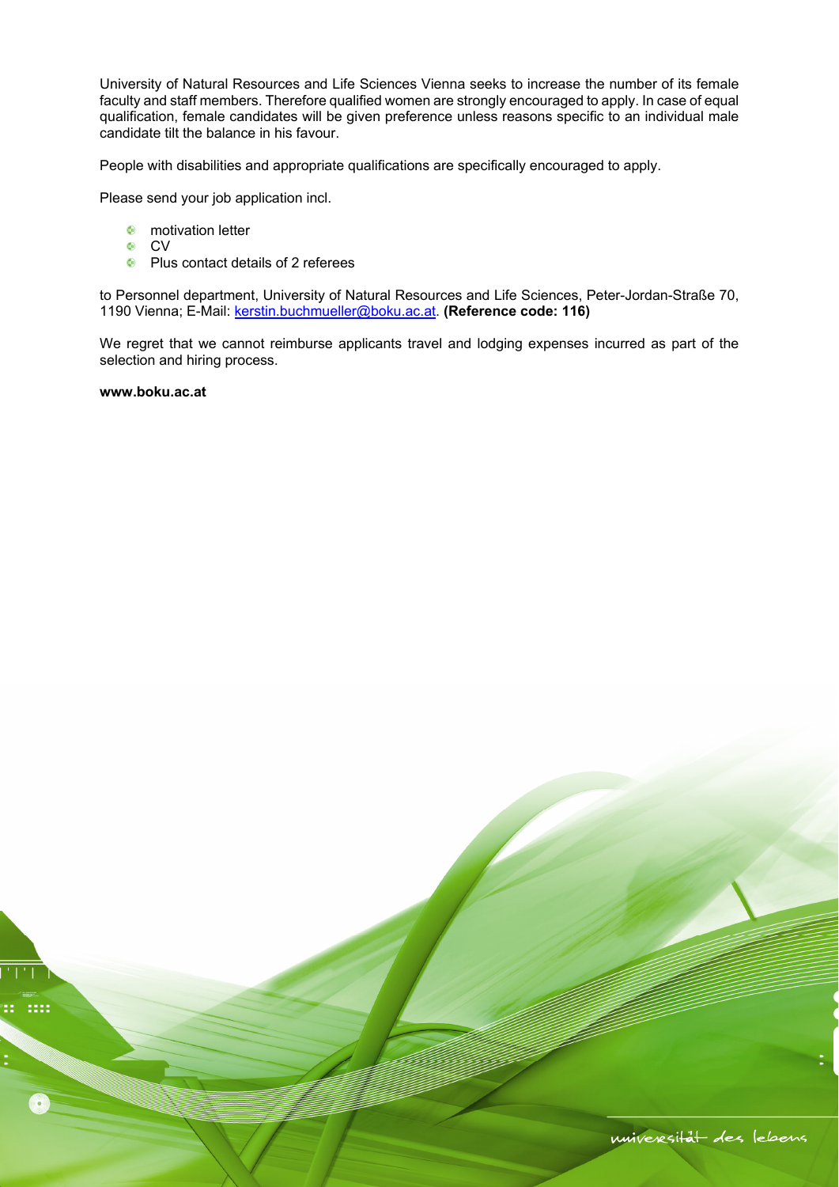University of Natural Resources and Life Sciences Vienna seeks to increase the number of its female faculty and staff members. Therefore qualified women are strongly encouraged to apply. In case of equal qualification, female candidates will be given preference unless reasons specific to an individual male candidate tilt the balance in his favour.

People with disabilities and appropriate qualifications are specifically encouraged to apply.

Please send your job application incl.

- motivation letter
- CV
- Plus contact details of 2 referees

to Personnel department, University of Natural Resources and Life Sciences, Peter-Jordan-Straße 70, 1190 Vienna; E-Mail: kerstin.buchmueller@boku.ac.at. **(Reference code: 116)**

We regret that we cannot reimburse applicants travel and lodging expenses incurred as part of the selection and hiring process.

**www.boku.ac.at**